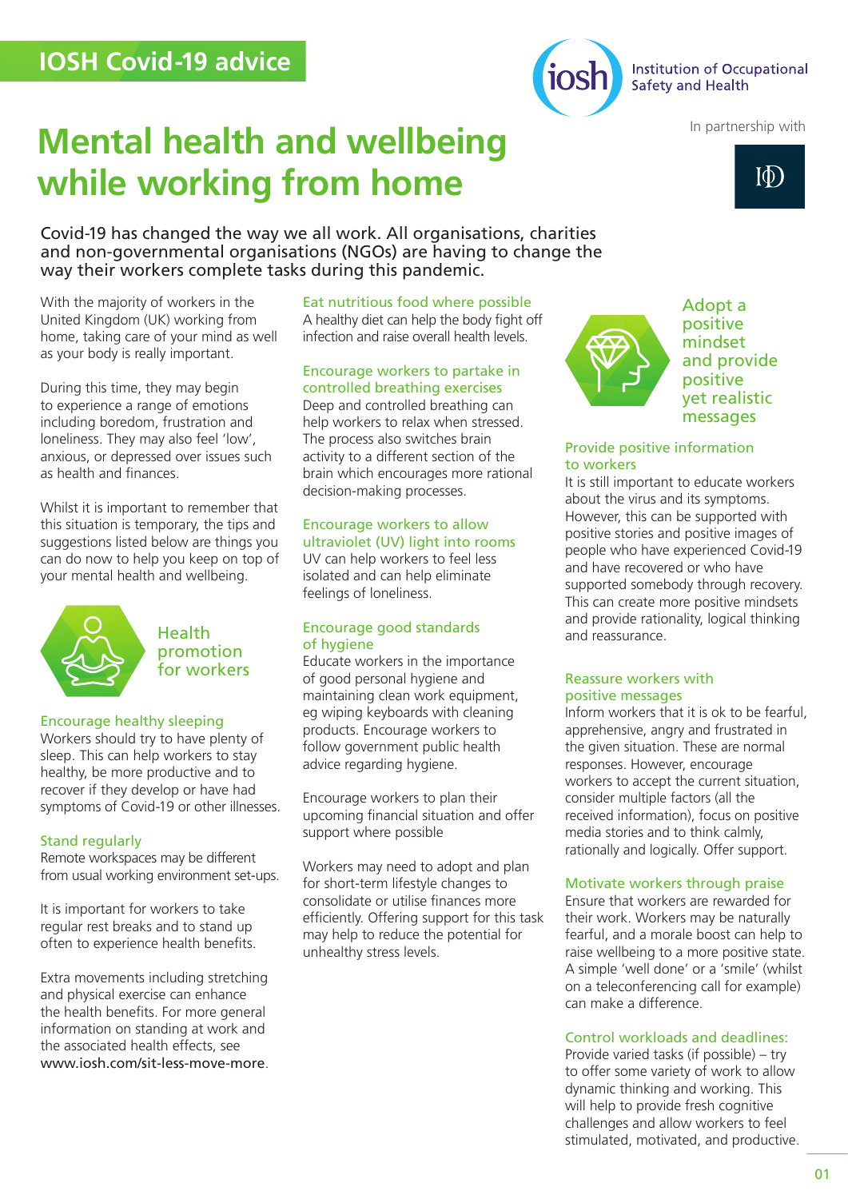IOSH Covid-19 advice

Institution of Occupational Safety and Health

In partnership with

# Mental health and wellbeing while working from home

Covid-19 has changed the way we all work. All organisations, charities and non-governmental organisations (NGOs) are having to change the way their workers complete tasks during this pandemic.

With the majority of workers in the United Kingdom (UK) working from home, taking care of your mind as well as your body is really important.

During this time, they may begin to experience a range of emotions including boredom, frustration and loneliness. They may also feel 'low', anxious, or depressed over issues such as health and finances.

Whilst it is important to remember that this situation is temporary, the tips and suggestions listed below are things you can do now to help you keep on top of your mental health and wellbeing.

## Health promotion for workers

### Encourage healthy sleeping

Workers should try to have plenty of sleep. This can help workers to stay healthy, be more productive and to recover if they develop or have had symptoms of Covid-19 or other illnesses.

### Stand regularly

Remote workspaces may be different from usual working environment set-ups.

It is important for workers to take regular rest breaks and to stand up often to experience health benefits.

Extra movements including stretching and physical exercise can enhance the health benefits. For more general information on standing at work and the associated health effects, see www.iosh.com/sit-less-move-more.

### Eat nutritious food where possible

A healthy diet can help the body fight off infection and raise overall health levels.

### Encourage workers to partake in controlled breathing exercises

Deep and controlled breathing can help workers to relax when stressed. The process also switches brain activity to a different section of the brain which encourages more rational decision-making processes.

### Encourage workers to allow ultraviolet (UV) light into rooms

UV can help workers to feel less isolated and can help eliminate feelings of loneliness.

### Encourage good standards of hygiene

Educate workers in the importance of good personal hygiene and maintaining clean work equipment, eg wiping keyboards with cleaning products. Encourage workers to follow government public health advice regarding hygiene.

Encourage workers to plan their upcoming financial situation and offer support where possible

Workers may need to adopt and plan for short-term lifestyle changes to consolidate or utilise finances more efficiently. Offering support for this task may help to reduce the potential for unhealthy stress levels.

## Adopt a positive mindset and provide positive yet realistic messages

### Provide positive information to workers

It is still important to educate workers about the virus and its symptoms. However, this can be supported with positive stories and positive images of people who have experienced Covid-19 and have recovered or who have supported somebody through recovery. This can create more positive mindsets and provide rationality, logical thinking and reassurance.

### Reassure workers with positive messages

Inform workers that it is ok to be fearful, apprehensive, angry and frustrated in the given situation. These are normal responses. However, encourage workers to accept the current situation, consider multiple factors (all the received information), focus on positive media stories and to think calmly, rationally and logically. Offer support.

### Motivate workers through praise

Ensure that workers are rewarded for their work. Workers may be naturally fearful, and a morale boost can help to raise wellbeing to a more positive state. A simple 'well done' or a 'smile' (whilst on a teleconferencing call for example) can make a difference.

### Control workloads and deadlines:

Provide varied tasks (if possible) – try to offer some variety of work to allow dynamic thinking and working. This will help to provide fresh cognitive challenges and allow workers to feel stimulated, motivated, and productive.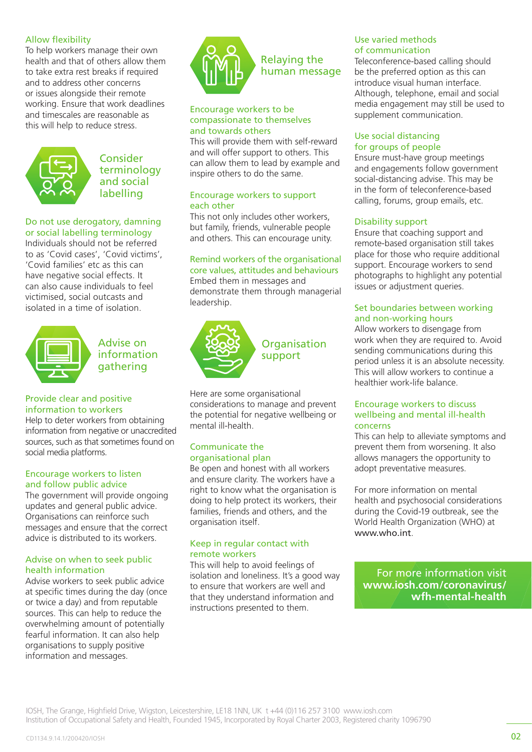### Allow flexibility

To help workers manage their own health and that of others allow them to take extra rest breaks if required and to address other concerns or issues alongside their remote working. Ensure that work deadlines and timescales are reasonable as this will help to reduce stress.

## Consider terminology and social labelling

### Do not use derogatory, damning or social labelling terminology

Individuals should not be referred to as 'Covid cases', 'Covid victims', 'Covid families' etc as this can have negative social effects. It can also cause individuals to feel victimised, social outcasts and isolated in a time of isolation.

## Advise on information gathering

### Provide clear and positive information to workers

Help to deter workers from obtaining information from negative or unaccredited sources, such as that sometimes found on social media platforms.

### Encourage workers to listen and follow public advice

The government will provide ongoing updates and general public advice. Organisations can reinforce such messages and ensure that the correct advice is distributed to its workers.

### Advise on when to seek public health information

Advise workers to seek public advice at specific times during the day (once or twice a day) and from reputable sources. This can help to reduce the overwhelming amount of potentially fearful information. It can also help organisations to supply positive information and messages.

## Relaying the human message

### Encourage workers to be compassionate to themselves and towards others

This will provide them with self-reward and will offer support to others. This can allow them to lead by example and inspire others to do the same.

### Encourage workers to support each other

This not only includes other workers, but family, friends, vulnerable people and others. This can encourage unity.

### Remind workers of the organisational core values, attitudes and behaviours

Embed them in messages and demonstrate them through managerial leadership.

## Organisation support

Here are some organisational considerations to manage and prevent the potential for negative wellbeing or mental ill-health.

### Communicate the organisational plan

Be open and honest with all workers and ensure clarity. The workers have a right to know what the organisation is doing to help protect its workers, their families, friends and others, and the organisation itself.

### Keep in regular contact with remote workers

This will help to avoid feelings of isolation and loneliness. It's a good way to ensure that workers are well and that they understand information and instructions presented to them.

### Use varied methods of communication

Teleconference-based calling should be the preferred option as this can introduce visual human interface. Although, telephone, email and social media engagement may still be used to supplement communication.

### Use social distancing for groups of people

Ensure must-have group meetings and engagements follow government social-distancing advise. This may be in the form of teleconference-based calling, forums, group emails, etc.

### Disability support

Ensure that coaching support and remote-based organisation still takes place for those who require additional support. Encourage workers to send photographs to highlight any potential issues or adjustment queries.

### Set boundaries between working and non-working hours

Allow workers to disengage from work when they are required to. Avoid sending communications during this period unless it is an absolute necessity. This will allow workers to continue a healthier work-life balance.

### Encourage workers to discuss wellbeing and mental ill-health concerns

This can help to alleviate symptoms and prevent them from worsening. It also allows managers the opportunity to adopt preventative measures.

For more information on mental health and psychosocial considerations during the Covid-19 outbreak, see the World Health Organization (WHO) at www.who.int.

For more information visit **www.iosh.com/coronavirus/wfh-mental-health**

IOSH, The Grange, Highfield Drive, Wigston, Leicestershire, LE18 1NN, UK t +44 (0)116 257 3100 www.iosh.com
Institution of Occupational Safety and Health, Founded 1945, Incorporated by Royal Charter 2003, Registered charity 1096790

CD1134.9.14.1/200420/IOSH